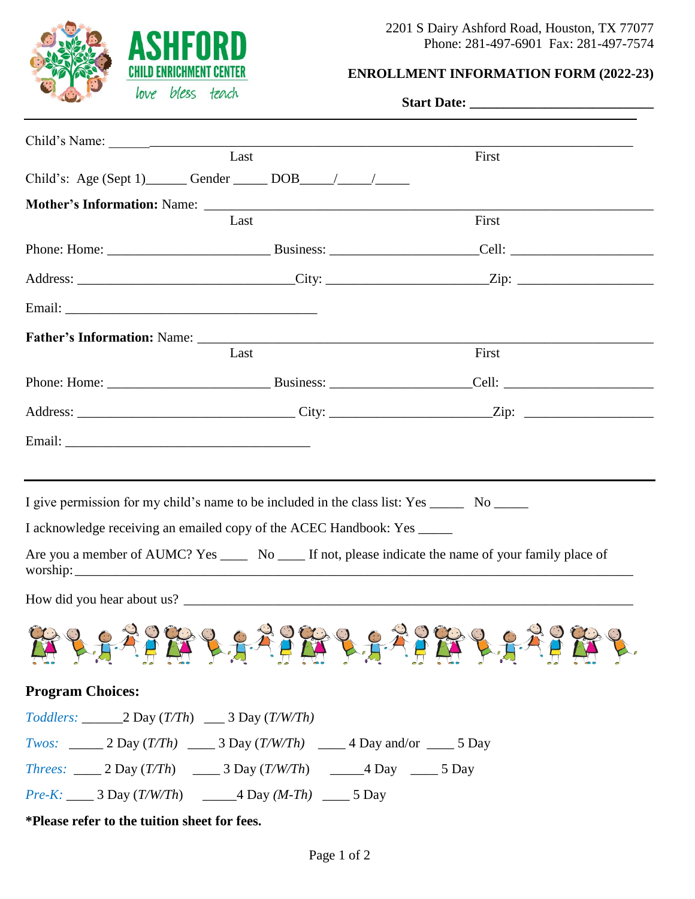**ASHFORD**
**CHILD ENRICHMENT CENTER**
*love bless teach*

2201 S Dairy Ashford Road, Houston, TX 77077
Phone: 281-497-6901 Fax: 281-497-7574

## ENROLLMENT INFORMATION FORM (2022-23)

**Start Date:** ___________________________

---

Child's Name: ______________________________________________________________________________
Last First

Child's: Age (Sept 1)______ Gender _____ DOB_____/_____/_____

**Mother's Information:** Name: ________________________________________________________________
Last First

Phone: Home: ________________________ Business: _____________________Cell: _____________________

Address: _______________________________City: ______________________Zip: ___________________

Email: ______________________________________

**Father's Information:** Name: _________________________________________________________________
Last First

Phone: Home: ________________________ Business: _____________________Cell: ______________________

Address: ________________________________ City: ______________________Zip: __________________

Email: _____________________________________

---

I give permission for my child's name to be included in the class list: Yes _____ No _____

I acknowledge receiving an emailed copy of the ACEC Handbook: Yes _____

Are you a member of AUMC? Yes ____ No ____ If not, please indicate the name of your family place of worship:_____________________________________________________________________________

How did you hear about us? ________________________________________________________________

### Program Choices:

*Toddlers:* ______2 Day (*T/Th*) ___ 3 Day (*T/W/Th*)

*Twos:* _____ 2 Day (*T/Th*) ____ 3 Day (*T/W/Th*) ____ 4 Day and/or ____ 5 Day

*Threes:* ____ 2 Day (*T/Th*) ____ 3 Day (*T/W/Th*) _____4 Day ____ 5 Day

*Pre-K:* ____ 3 Day (*T/W/Th*) _____4 Day *(M-Th)* ____ 5 Day

***Please refer to the tuition sheet for fees.**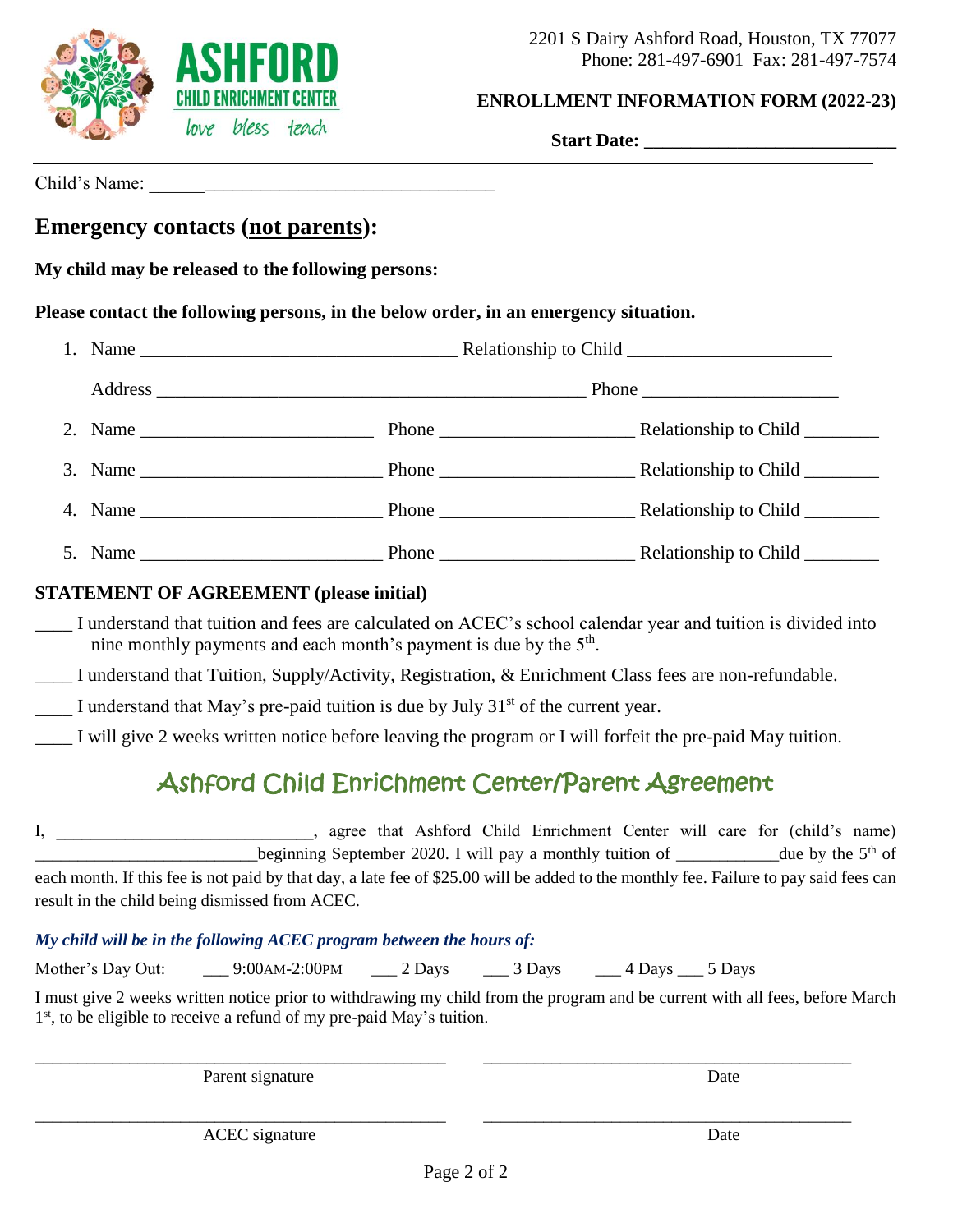ASHFORD CHILD ENRICHMENT CENTER
love bless teach

2201 S Dairy Ashford Road, Houston, TX 77077
Phone: 281-497-6901 Fax: 281-497-7574

**ENROLLMENT INFORMATION FORM (2022-23)**

**Start Date: ___________________________**

Child's Name: _______________________________________

## Emergency contacts (<u>not parents</u>):

**My child may be released to the following persons:**

**Please contact the following persons, in the below order, in an emergency situation.**

1. Name __________________________________ Relationship to Child ______________________

   Address ______________________________________________ Phone _____________________

2. Name _________________________ Phone _____________________ Relationship to Child ________

3. Name _________________________ Phone _____________________ Relationship to Child ________

4. Name _________________________ Phone _____________________ Relationship to Child ________

5. Name _________________________ Phone _____________________ Relationship to Child ________

**STATEMENT OF AGREEMENT (please initial)**

____ I understand that tuition and fees are calculated on ACEC's school calendar year and tuition is divided into nine monthly payments and each month's payment is due by the 5th.

____ I understand that Tuition, Supply/Activity, Registration, & Enrichment Class fees are non-refundable.

____ I understand that May's pre-paid tuition is due by July 31st of the current year.

____ I will give 2 weeks written notice before leaving the program or I will forfeit the pre-paid May tuition.

## Ashford Child Enrichment Center/Parent Agreement

I, _____________________________, agree that Ashford Child Enrichment Center will care for (child's name) _________________________beginning September 2020. I will pay a monthly tuition of ___________due by the 5th of each month. If this fee is not paid by that day, a late fee of $25.00 will be added to the monthly fee. Failure to pay said fees can result in the child being dismissed from ACEC.

***My child will be in the following ACEC program between the hours of:***

Mother's Day Out: ___ 9:00AM-2:00PM ___ 2 Days ___ 3 Days ___ 4 Days ___ 5 Days

I must give 2 weeks written notice prior to withdrawing my child from the program and be current with all fees, before March 1st, to be eligible to receive a refund of my pre-paid May's tuition.

_______________________________________ _______________________________________
Parent signature Date

_______________________________________ _______________________________________
ACEC signature Date